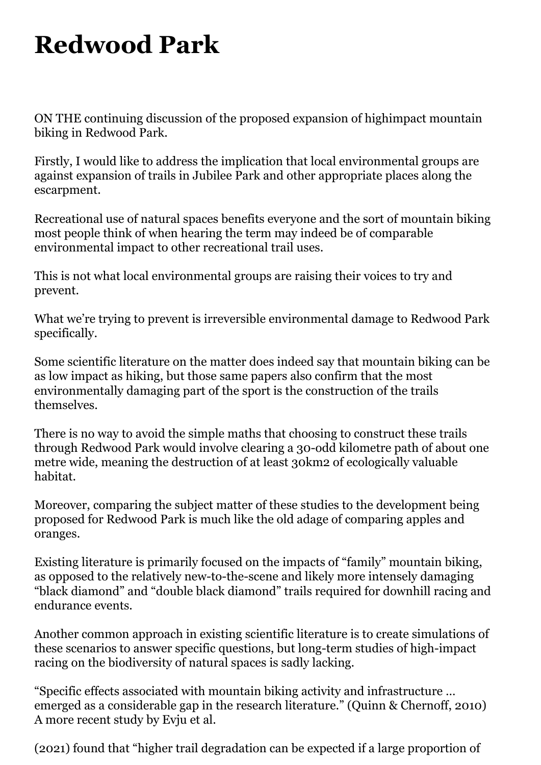# Redwood Park

ON THE continuing discussion of the proposed expansion of highimpact mountain biking in Redwood Park.

Firstly, I would like to address the implication that local environmental groups are against expansion of trails in Jubilee Park and other appropriate places along the escarpment.

Recreational use of natural spaces benefits everyone and the sort of mountain biking most people think of when hearing the term may indeed be of comparable environmental impact to other recreational trail uses.

This is not what local environmental groups are raising their voices to try and prevent.

What we're trying to prevent is irreversible environmental damage to Redwood Park specifically.

Some scientific literature on the matter does indeed say that mountain biking can be as low impact as hiking, but those same papers also confirm that the most environmentally damaging part of the sport is the construction of the trails themselves.

There is no way to avoid the simple maths that choosing to construct these trails through Redwood Park would involve clearing a 30-odd kilometre path of about one metre wide, meaning the destruction of at least 30km2 of ecologically valuable habitat.

Moreover, comparing the subject matter of these studies to the development being proposed for Redwood Park is much like the old adage of comparing apples and oranges.

Existing literature is primarily focused on the impacts of "family" mountain biking, as opposed to the relatively new-to-the-scene and likely more intensely damaging "black diamond" and "double black diamond" trails required for downhill racing and endurance events.

Another common approach in existing scientific literature is to create simulations of these scenarios to answer specific questions, but long-term studies of high-impact racing on the biodiversity of natural spaces is sadly lacking.

"Specific effects associated with mountain biking activity and infrastructure … emerged as a considerable gap in the research literature." (Quinn & Chernoff, 2010) A more recent study by Evju et al.

(2021) found that "higher trail degradation can be expected if a large proportion of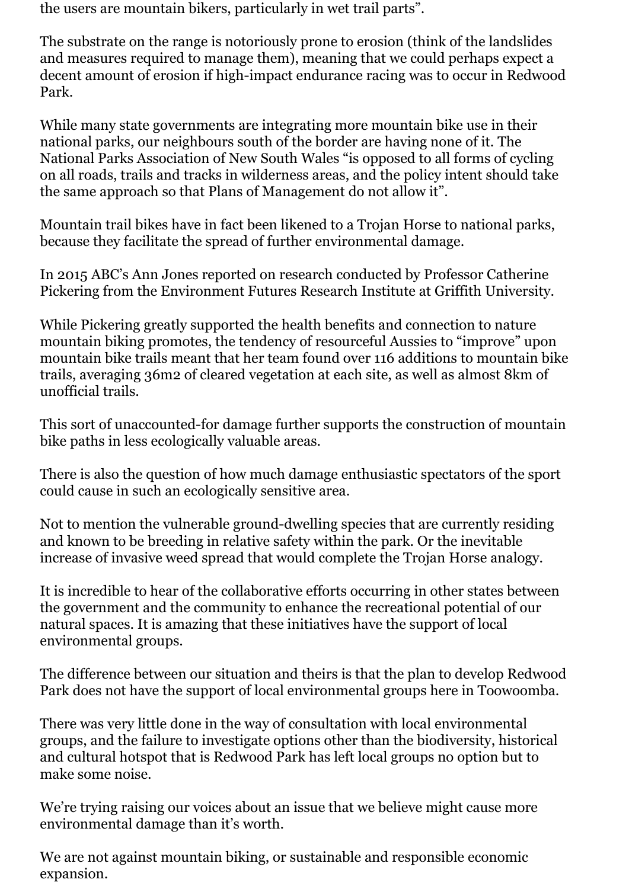the users are mountain bikers, particularly in wet trail parts".

The substrate on the range is notoriously prone to erosion (think of the landslides and measures required to manage them), meaning that we could perhaps expect a decent amount of erosion if high-impact endurance racing was to occur in Redwood Park.

While many state governments are integrating more mountain bike use in their national parks, our neighbours south of the border are having none of it. The National Parks Association of New South Wales "is opposed to all forms of cycling on all roads, trails and tracks in wilderness areas, and the policy intent should take the same approach so that Plans of Management do not allow it".

Mountain trail bikes have in fact been likened to a Trojan Horse to national parks, because they facilitate the spread of further environmental damage.

In 2015 ABC's Ann Jones reported on research conducted by Professor Catherine Pickering from the Environment Futures Research Institute at Griffith University.

While Pickering greatly supported the health benefits and connection to nature mountain biking promotes, the tendency of resourceful Aussies to "improve" upon mountain bike trails meant that her team found over 116 additions to mountain bike trails, averaging 36m2 of cleared vegetation at each site, as well as almost 8km of unofficial trails.

This sort of unaccounted-for damage further supports the construction of mountain bike paths in less ecologically valuable areas.

There is also the question of how much damage enthusiastic spectators of the sport could cause in such an ecologically sensitive area.

Not to mention the vulnerable ground-dwelling species that are currently residing and known to be breeding in relative safety within the park. Or the inevitable increase of invasive weed spread that would complete the Trojan Horse analogy.

It is incredible to hear of the collaborative efforts occurring in other states between the government and the community to enhance the recreational potential of our natural spaces. It is amazing that these initiatives have the support of local environmental groups.

The difference between our situation and theirs is that the plan to develop Redwood Park does not have the support of local environmental groups here in Toowoomba.

There was very little done in the way of consultation with local environmental groups, and the failure to investigate options other than the biodiversity, historical and cultural hotspot that is Redwood Park has left local groups no option but to make some noise.

We're trying raising our voices about an issue that we believe might cause more environmental damage than it's worth.

We are not against mountain biking, or sustainable and responsible economic expansion.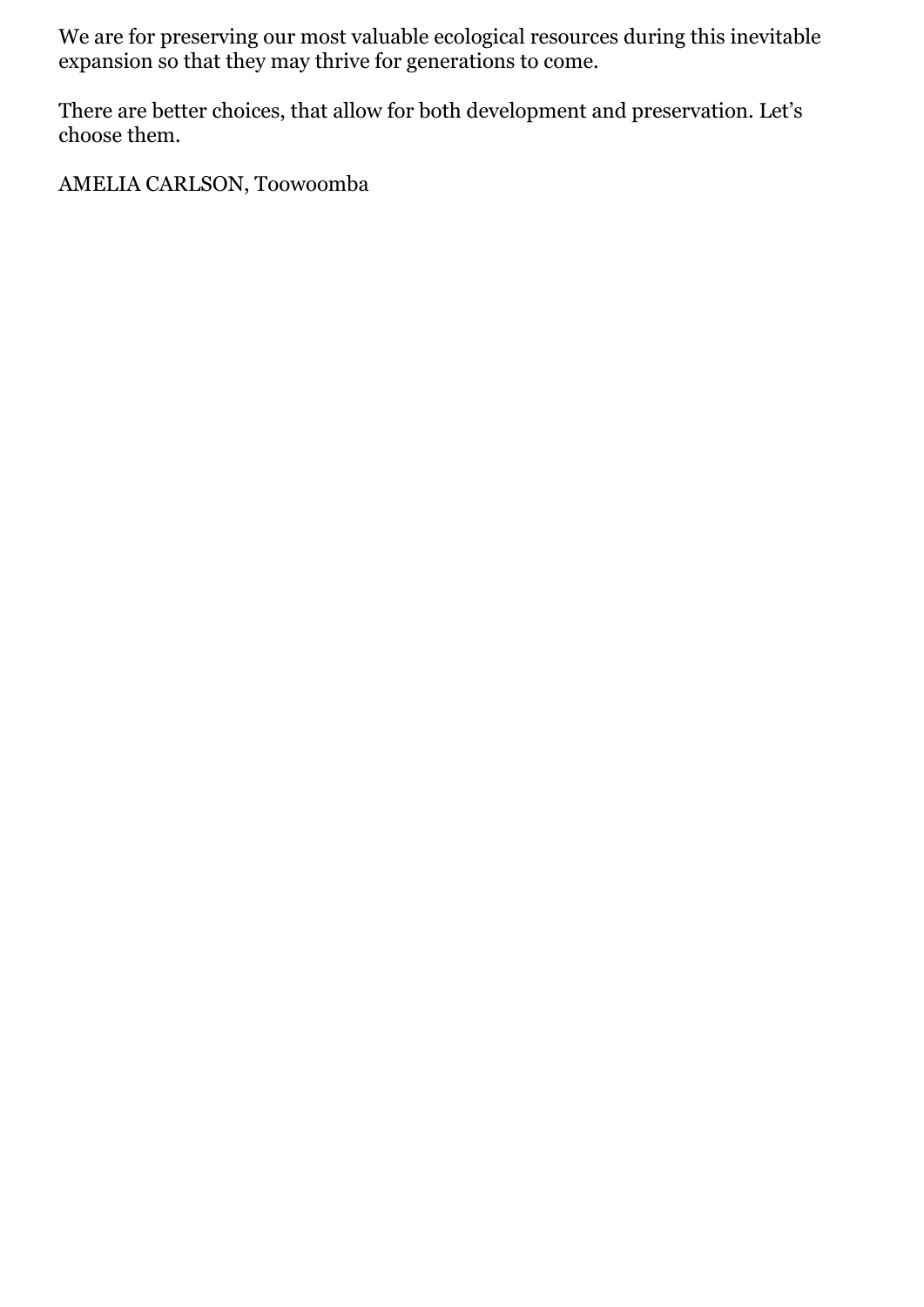We are for preserving our most valuable ecological resources during this inevitable expansion so that they may thrive for generations to come.

There are better choices, that allow for both development and preservation. Let's choose them.

AMELIA CARLSON, Toowoomba